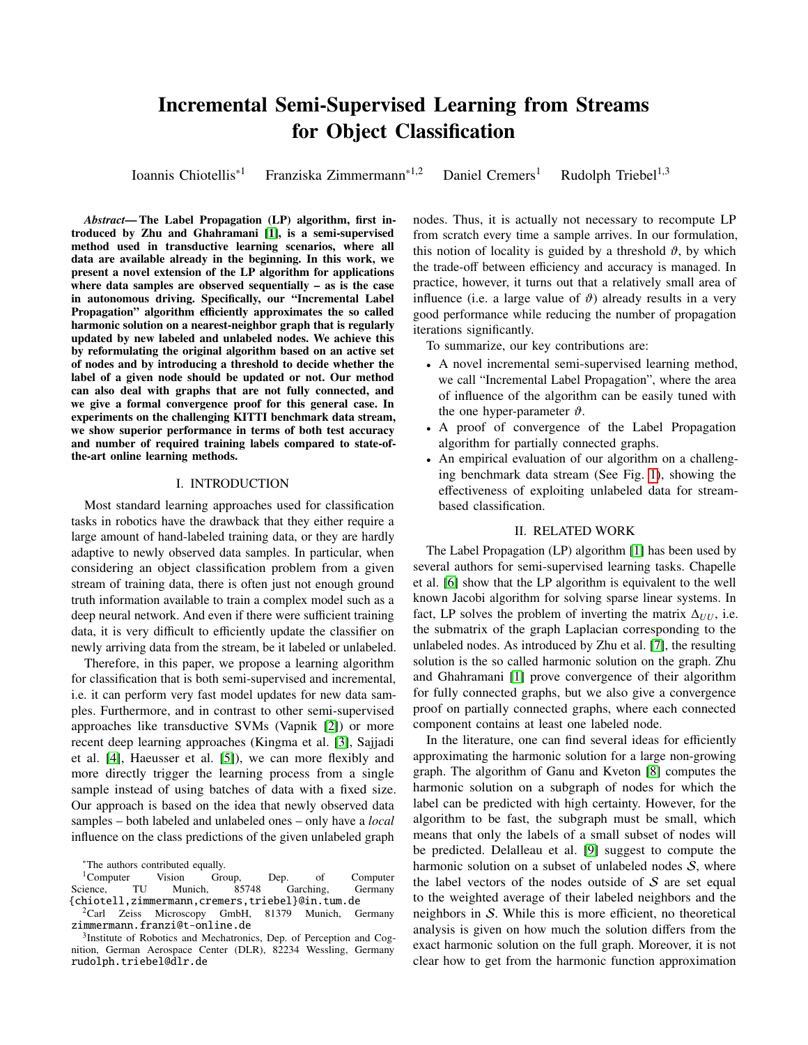# Incremental Semi-Supervised Learning from Streams for Object Classification

Ioannis Chiotellis*[1] Franziska Zimmermann*[1,2] Daniel Cremers[1] Rudolph Triebel[1,3]

***Abstract*— The Label Propagation (LP) algorithm, first introduced by Zhu and Ghahramani [1], is a semi-supervised method used in transductive learning scenarios, where all data are available already in the beginning. In this work, we present a novel extension of the LP algorithm for applications where data samples are observed sequentially – as is the case in autonomous driving. Specifically, our "Incremental Label Propagation" algorithm efficiently approximates the so called harmonic solution on a nearest-neighbor graph that is regularly updated by new labeled and unlabeled nodes. We achieve this by reformulating the original algorithm based on an active set of nodes and by introducing a threshold to decide whether the label of a given node should be updated or not. Our method can also deal with graphs that are not fully connected, and we give a formal convergence proof for this general case. In experiments on the challenging KITTI benchmark data stream, we show superior performance in terms of both test accuracy and number of required training labels compared to state-of-the-art online learning methods.**

## I. INTRODUCTION

Most standard learning approaches used for classification tasks in robotics have the drawback that they either require a large amount of hand-labeled training data, or they are hardly adaptive to newly observed data samples. In particular, when considering an object classification problem from a given stream of training data, there is often just not enough ground truth information available to train a complex model such as a deep neural network. And even if there were sufficient training data, it is very difficult to efficiently update the classifier on newly arriving data from the stream, be it labeled or unlabeled.

Therefore, in this paper, we propose a learning algorithm for classification that is both semi-supervised and incremental, i.e. it can perform very fast model updates for new data samples. Furthermore, and in contrast to other semi-supervised approaches like transductive SVMs (Vapnik [2]) or more recent deep learning approaches (Kingma et al. [3], Sajjadi et al. [4], Haeusser et al. [5]), we can more flexibly and more directly trigger the learning process from a single sample instead of using batches of data with a fixed size. Our approach is based on the idea that newly observed data samples – both labeled and unlabeled ones – only have a *local* influence on the class predictions of the given unlabeled graph nodes. Thus, it is actually not necessary to recompute LP from scratch every time a sample arrives. In our formulation, this notion of locality is guided by a threshold $\vartheta$, by which the trade-off between efficiency and accuracy is managed. In practice, however, it turns out that a relatively small area of influence (i.e. a large value of $\vartheta$) already results in a very good performance while reducing the number of propagation iterations significantly.

To summarize, our key contributions are:

- A novel incremental semi-supervised learning method, we call "Incremental Label Propagation", where the area of influence of the algorithm can be easily tuned with the one hyper-parameter $\vartheta$.
- A proof of convergence of the Label Propagation algorithm for partially connected graphs.
- An empirical evaluation of our algorithm on a challenging benchmark data stream (See Fig. 1), showing the effectiveness of exploiting unlabeled data for stream-based classification.

## II. RELATED WORK

The Label Propagation (LP) algorithm [1] has been used by several authors for semi-supervised learning tasks. Chapelle et al. [6] show that the LP algorithm is equivalent to the well known Jacobi algorithm for solving sparse linear systems. In fact, LP solves the problem of inverting the matrix $\Delta_{UU}$, i.e. the submatrix of the graph Laplacian corresponding to the unlabeled nodes. As introduced by Zhu et al. [7], the resulting solution is the so called harmonic solution on the graph. Zhu and Ghahramani [1] prove convergence of their algorithm for fully connected graphs, but we also give a convergence proof on partially connected graphs, where each connected component contains at least one labeled node.

In the literature, one can find several ideas for efficiently approximating the harmonic solution for a large non-growing graph. The algorithm of Ganu and Kveton [8] computes the harmonic solution on a subgraph of nodes for which the label can be predicted with high certainty. However, for the algorithm to be fast, the subgraph must be small, which means that only the labels of a small subset of nodes will be predicted. Delalleau et al. [9] suggest to compute the harmonic solution on a subset of unlabeled nodes $\mathcal{S}$, where the label vectors of the nodes outside of $\mathcal{S}$ are set equal to the weighted average of their labeled neighbors and the neighbors in $\mathcal{S}$. While this is more efficient, no theoretical analysis is given on how much the solution differs from the exact harmonic solution on the full graph. Moreover, it is not clear how to get from the harmonic function approximation

---

*The authors contributed equally.

[1]Computer Vision Group, Dep. of Computer Science, TU Munich, 85748 Garching, Germany {chiotell,zimmermann,cremers,triebel}@in.tum.de

[2]Carl Zeiss Microscopy GmbH, 81379 Munich, Germany zimmermann.franzi@t-online.de

[3]Institute of Robotics and Mechatronics, Dep. of Perception and Cognition, German Aerospace Center (DLR), 82234 Wessling, Germany rudolph.triebel@dlr.de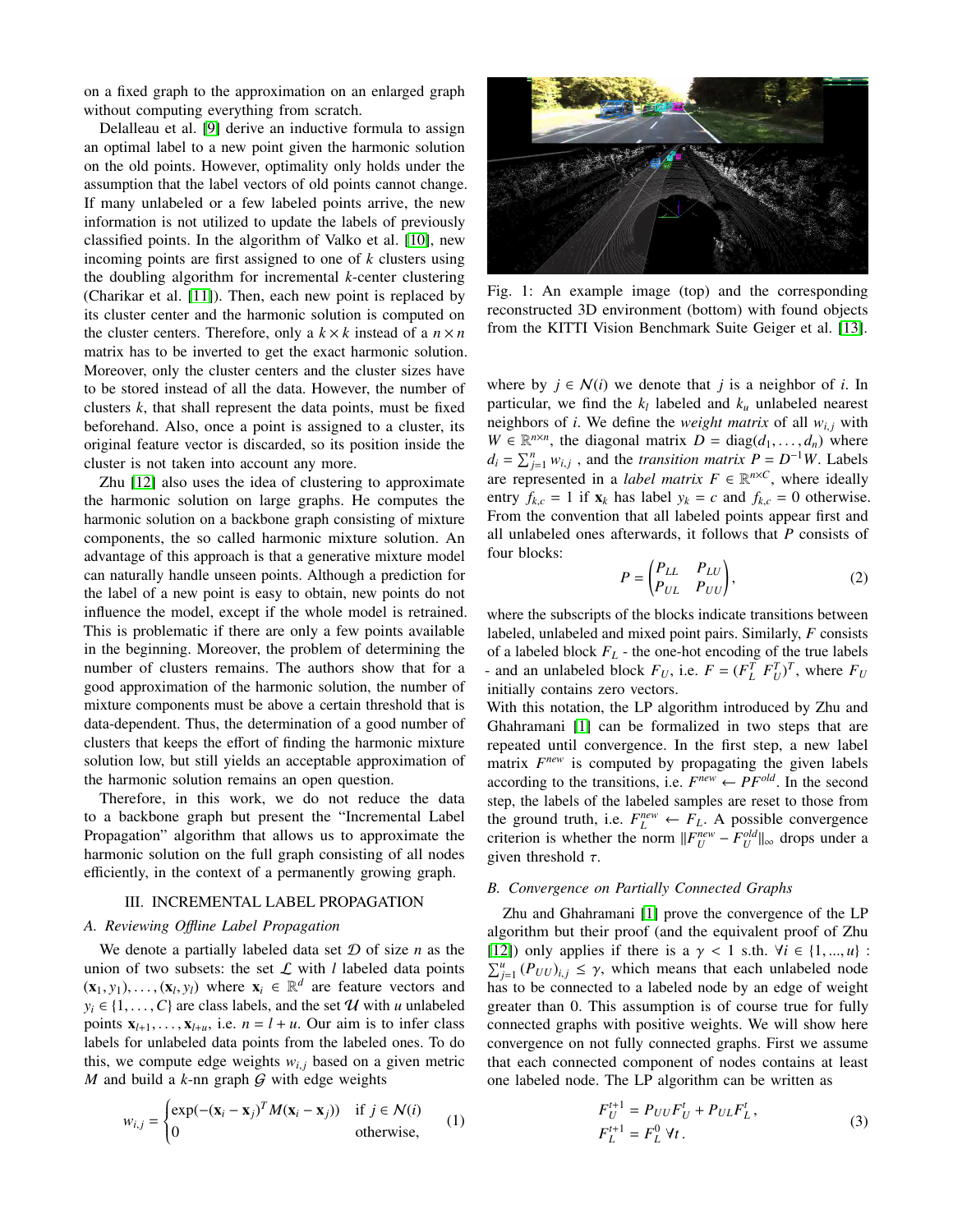on a fixed graph to the approximation on an enlarged graph without computing everything from scratch.

Delalleau et al. [9] derive an inductive formula to assign an optimal label to a new point given the harmonic solution on the old points. However, optimality only holds under the assumption that the label vectors of old points cannot change. If many unlabeled or a few labeled points arrive, the new information is not utilized to update the labels of previously classified points. In the algorithm of Valko et al. [10], new incoming points are first assigned to one of $k$ clusters using the doubling algorithm for incremental $k$-center clustering (Charikar et al. [11]). Then, each new point is replaced by its cluster center and the harmonic solution is computed on the cluster centers. Therefore, only a $k \times k$ instead of a $n \times n$ matrix has to be inverted to get the exact harmonic solution. Moreover, only the cluster centers and the cluster sizes have to be stored instead of all the data. However, the number of clusters $k$, that shall represent the data points, must be fixed beforehand. Also, once a point is assigned to a cluster, its original feature vector is discarded, so its position inside the cluster is not taken into account any more.

Zhu [12] also uses the idea of clustering to approximate the harmonic solution on large graphs. He computes the harmonic solution on a backbone graph consisting of mixture components, the so called harmonic mixture solution. An advantage of this approach is that a generative mixture model can naturally handle unseen points. Although a prediction for the label of a new point is easy to obtain, new points do not influence the model, except if the whole model is retrained. This is problematic if there are only a few points available in the beginning. Moreover, the problem of determining the number of clusters remains. The authors show that for a good approximation of the harmonic solution, the number of mixture components must be above a certain threshold that is data-dependent. Thus, the determination of a good number of clusters that keeps the effort of finding the harmonic mixture solution low, but still yields an acceptable approximation of the harmonic solution remains an open question.

Therefore, in this work, we do not reduce the data to a backbone graph but present the "Incremental Label Propagation" algorithm that allows us to approximate the harmonic solution on the full graph consisting of all nodes efficiently, in the context of a permanently growing graph.

## III. INCREMENTAL LABEL PROPAGATION

### A. Reviewing Offline Label Propagation

We denote a partially labeled data set $\mathcal{D}$ of size $n$ as the union of two subsets: the set $\mathcal{L}$ with $l$ labeled data points $(\mathbf{x}_1, y_1), \ldots, (\mathbf{x}_l, y_l)$ where $\mathbf{x}_i \in \mathbb{R}^d$ are feature vectors and $y_i \in \{1, \ldots, C\}$ are class labels, and the set $\mathcal{U}$ with $u$ unlabeled points $\mathbf{x}_{l+1}, \ldots, \mathbf{x}_{l+u}$, i.e. $n = l + u$. Our aim is to infer class labels for unlabeled data points from the labeled ones. To do this, we compute edge weights $w_{i,j}$ based on a given metric $M$ and build a $k$-nn graph $\mathcal{G}$ with edge weights

$$w_{i,j} = \begin{cases} \exp(-(\mathbf{x}_i - \mathbf{x}_j)^T M (\mathbf{x}_i - \mathbf{x}_j)) & \text{if } j \in \mathcal{N}(i) \\ 0 & \text{otherwise,} \end{cases} \tag{1}$$

Fig. 1: An example image (top) and the corresponding reconstructed 3D environment (bottom) with found objects from the KITTI Vision Benchmark Suite Geiger et al. [13].

where by $j \in \mathcal{N}(i)$ we denote that $j$ is a neighbor of $i$. In particular, we find the $k_l$ labeled and $k_u$ unlabeled nearest neighbors of $i$. We define the *weight matrix* of all $w_{i,j}$ with $W \in \mathbb{R}^{n \times n}$, the diagonal matrix $D = \text{diag}(d_1, \ldots, d_n)$ where $d_i = \sum_{j=1}^{n} w_{i,j}$ , and the *transition matrix* $P = D^{-1}W$. Labels are represented in a *label matrix* $F \in \mathbb{R}^{n \times C}$, where ideally entry $f_{k,c} = 1$ if $\mathbf{x}_k$ has label $y_k = c$ and $f_{k,c} = 0$ otherwise. From the convention that all labeled points appear first and all unlabeled ones afterwards, it follows that $P$ consists of four blocks:

$$P = \begin{pmatrix} P_{LL} & P_{LU} \\ P_{UL} & P_{UU} \end{pmatrix}, \tag{2}$$

where the subscripts of the blocks indicate transitions between labeled, unlabeled and mixed point pairs. Similarly, $F$ consists of a labeled block $F_L$ - the one-hot encoding of the true labels - and an unlabeled block $F_U$, i.e. $F = (F_L^T \; F_U^T)^T$, where $F_U$ initially contains zero vectors.

With this notation, the LP algorithm introduced by Zhu and Ghahramani [1] can be formalized in two steps that are repeated until convergence. In the first step, a new label matrix $F^{new}$ is computed by propagating the given labels according to the transitions, i.e. $F^{new} \leftarrow PF^{old}$. In the second step, the labels of the labeled samples are reset to those from the ground truth, i.e. $F_L^{new} \leftarrow F_L$. A possible convergence criterion is whether the norm $\|F_U^{new} - F_U^{old}\|_\infty$ drops under a given threshold $\tau$.

### B. Convergence on Partially Connected Graphs

Zhu and Ghahramani [1] prove the convergence of the LP algorithm but their proof (and the equivalent proof of Zhu [12]) only applies if there is a $\gamma < 1$ s.th. $\forall i \in \{1, ..., u\}$ : $\sum_{j=1}^{u} (P_{UU})_{i,j} \leq \gamma$, which means that each unlabeled node has to be connected to a labeled node by an edge of weight greater than 0. This assumption is of course true for fully connected graphs with positive weights. We will show here convergence on not fully connected graphs. First we assume that each connected component of nodes contains at least one labeled node. The LP algorithm can be written as

$$\begin{aligned} F_U^{t+1} &= P_{UU} F_U^t + P_{UL} F_L^t \,, \\ F_L^{t+1} &= F_L^0 \;\forall t \,. \end{aligned} \tag{3}$$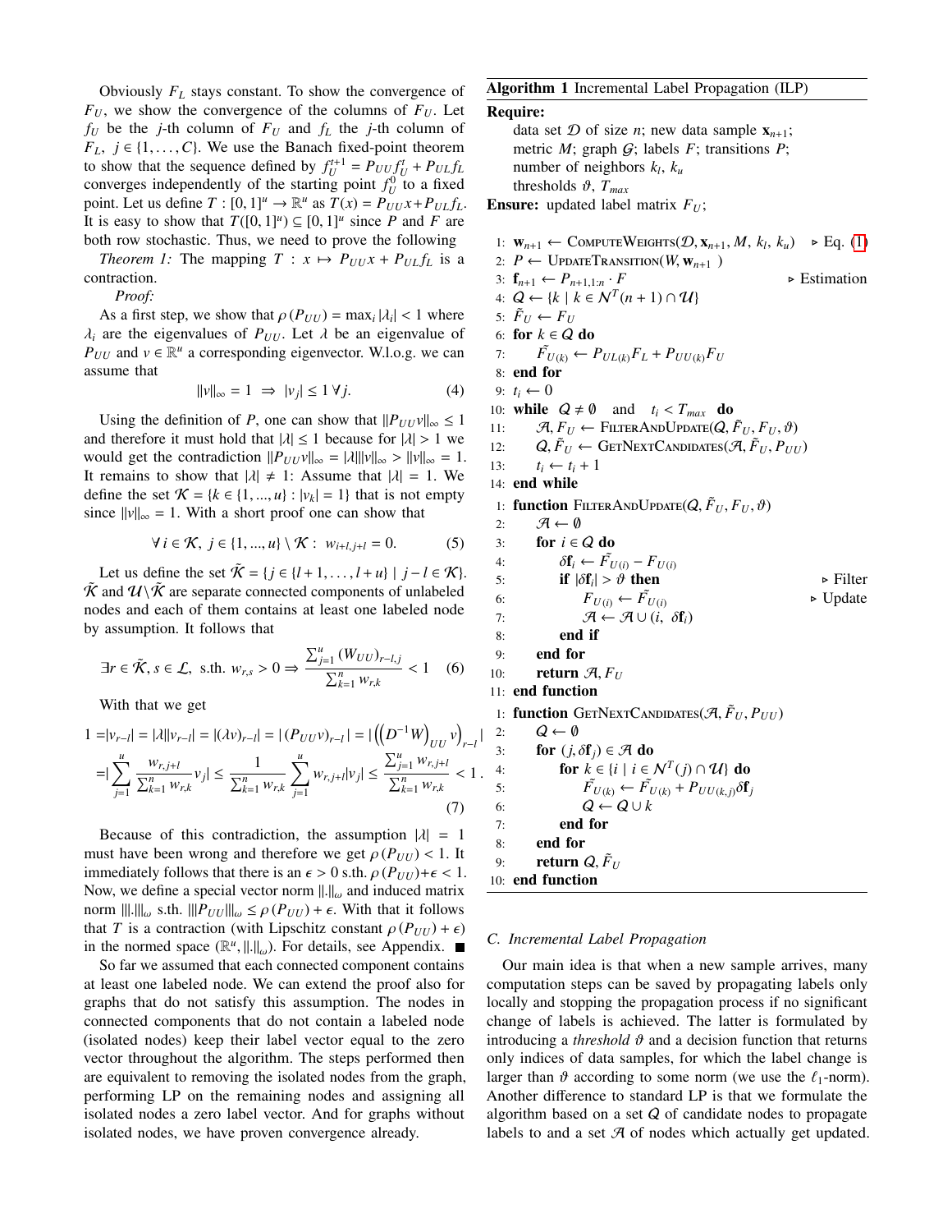Obviously $F_L$ stays constant. To show the convergence of $F_U$, we show the convergence of the columns of $F_U$. Let $f_U$ be the $j$-th column of $F_U$ and $f_L$ the $j$-th column of $F_L$, $j \in \{1, \ldots, C\}$. We use the Banach fixed-point theorem to show that the sequence defined by $f_U^{t+1} = P_{UU} f_U^t + P_{UL} f_L$ converges independently of the starting point $f_U^0$ to a fixed point. Let us define $T : [0,1]^u \to \mathbb{R}^u$ as $T(x) = P_{UU}x + P_{UL}f_L$. It is easy to show that $T([0,1]^u) \subseteq [0,1]^u$ since $P$ and $F$ are both row stochastic. Thus, we need to prove the following

*Theorem 1:* The mapping $T : x \mapsto P_{UU}x + P_{UL}f_L$ is a contraction.

*Proof:*

As a first step, we show that $\rho(P_{UU}) = \max_i |\lambda_i| < 1$ where $\lambda_i$ are the eigenvalues of $P_{UU}$. Let $\lambda$ be an eigenvalue of $P_{UU}$ and $v \in \mathbb{R}^u$ a corresponding eigenvector. W.l.o.g. we can assume that

$$\|v\|_\infty = 1 \;\Rightarrow\; |v_j| \leq 1 \; \forall j. \tag{4}$$

Using the definition of $P$, one can show that $\|P_{UU}v\|_\infty \leq 1$ and therefore it must hold that $|\lambda| \leq 1$ because for $|\lambda| > 1$ we would get the contradiction $\|P_{UU}v\|_\infty = |\lambda| \|v\|_\infty > \|v\|_\infty = 1$. It remains to show that $|\lambda| \neq 1$: Assume that $|\lambda| = 1$. We define the set $\mathcal{K} = \{k \in \{1, ..., u\} : |v_k| = 1\}$ that is not empty since $\|v\|_\infty = 1$. With a short proof one can show that

$$\forall\, i \in \mathcal{K},\; j \in \{1, ..., u\} \setminus \mathcal{K} : \; w_{i+l, j+l} = 0. \tag{5}$$

Let us define the set $\tilde{\mathcal{K}} = \{j \in \{l+1, \ldots, l+u\} \mid j - l \in \mathcal{K}\}$. $\tilde{\mathcal{K}}$ and $\mathcal{U} \setminus \tilde{\mathcal{K}}$ are separate connected components of unlabeled nodes and each of them contains at least one labeled node by assumption. It follows that

$$\exists r \in \tilde{\mathcal{K}}, s \in \mathcal{L}, \text{ s.th. } w_{r,s} > 0 \Rightarrow \frac{\sum_{j=1}^{u} (W_{UU})_{r-l,j}}{\sum_{k=1}^{n} w_{r,k}} < 1 \tag{6}$$

With that we get

$$\begin{aligned} 1 &= |v_{r-l}| = |\lambda||v_{r-l}| = |(\lambda v)_{r-l}| = |(P_{UU}v)_{r-l}| = \left| \left( \left( D^{-1}W \right)_{UU} v \right)_{r-l} \right| \\ &= \left| \sum_{j=1}^{u} \frac{w_{r,j+l}}{\sum_{k=1}^{n} w_{r,k}} v_j \right| \leq \frac{1}{\sum_{k=1}^{n} w_{r,k}} \sum_{j=1}^{u} w_{r,j+l} |v_j| \leq \frac{\sum_{j=1}^{u} w_{r,j+l}}{\sum_{k=1}^{n} w_{r,k}} < 1\,. \end{aligned} \tag{7}$$

Because of this contradiction, the assumption $|\lambda| = 1$ must have been wrong and therefore we get $\rho(P_{UU}) < 1$. It immediately follows that there is an $\epsilon > 0$ s.th. $\rho(P_{UU}) + \epsilon < 1$. Now, we define a special vector norm $\|.\|_\omega$ and induced matrix norm $|||.|||_\omega$ s.th. $|||P_{UU}|||_\omega \leq \rho(P_{UU}) + \epsilon$. With that it follows that $T$ is a contraction (with Lipschitz constant $\rho(P_{UU}) + \epsilon$) in the normed space $(\mathbb{R}^u, \|.\|_\omega)$. For details, see Appendix. ■

So far we assumed that each connected component contains at least one labeled node. We can extend the proof also for graphs that do not satisfy this assumption. The nodes in connected components that do not contain a labeled node (isolated nodes) keep their label vector equal to the zero vector throughout the algorithm. The steps performed then are equivalent to removing the isolated nodes from the graph, performing LP on the remaining nodes and assigning all isolated nodes a zero label vector. And for graphs without isolated nodes, we have proven convergence already.

**Algorithm 1** Incremental Label Propagation (ILP)

**Require:**
data set $\mathcal{D}$ of size $n$; new data sample $\mathbf{x}_{n+1}$;
metric $M$; graph $\mathcal{G}$; labels $F$; transitions $P$;
number of neighbors $k_l$, $k_u$
thresholds $\vartheta$, $T_{max}$

**Ensure:** updated label matrix $F_U$;

```
1:  w_{n+1} ← ComputeWeights(D, x_{n+1}, M, k_l, k_u)     ▷ Eq. (1)
2:  P ← UpdateTransition(W, w_{n+1})
3:  f_{n+1} ← P_{n+1,1:n} · F                               ▷ Estimation
4:  Q ← {k | k ∈ N^T(n+1) ∩ U}
5:  F̃_U ← F_U
6:  for k ∈ Q do
7:      F̃_{U(k)} ← P_{UL(k)} F_L + P_{UU(k)} F_U
8:  end for
9:  t_i ← 0
10: while Q ≠ ∅ and t_i < T_max do
11:     A, F_U ← FilterAndUpdate(Q, F̃_U, F_U, ϑ)
12:     Q, F̃_U ← GetNextCandidates(A, F̃_U, P_UU)
13:     t_i ← t_i + 1
14: end while

1:  function FilterAndUpdate(Q, F̃_U, F_U, ϑ)
2:      A ← ∅
3:      for i ∈ Q do
4:          δf_i ← F̃_{U(i)} − F_{U(i)}
5:          if |δf_i| > ϑ then                              ▷ Filter
6:              F_{U(i)} ← F̃_{U(i)}                          ▷ Update
7:              A ← A ∪ (i, δf_i)
8:          end if
9:      end for
10:     return A, F_U
11: end function

1:  function GetNextCandidates(A, F̃_U, P_UU)
2:      Q ← ∅
3:      for (j, δf_j) ∈ A do
4:          for k ∈ {i | i ∈ N^T(j) ∩ U} do
5:              F̃_{U(k)} ← F̃_{U(k)} + P_{UU(k,j)} δf_j
6:              Q ← Q ∪ k
7:          end for
8:      end for
9:      return Q, F̃_U
10: end function
```

### C. Incremental Label Propagation

Our main idea is that when a new sample arrives, many computation steps can be saved by propagating labels only locally and stopping the propagation process if no significant change of labels is achieved. The latter is formulated by introducing a *threshold* $\vartheta$ and a decision function that returns only indices of data samples, for which the label change is larger than $\vartheta$ according to some norm (we use the $\ell_1$-norm). Another difference to standard LP is that we formulate the algorithm based on a set $\mathcal{Q}$ of candidate nodes to propagate labels to and a set $\mathcal{A}$ of nodes which actually get updated.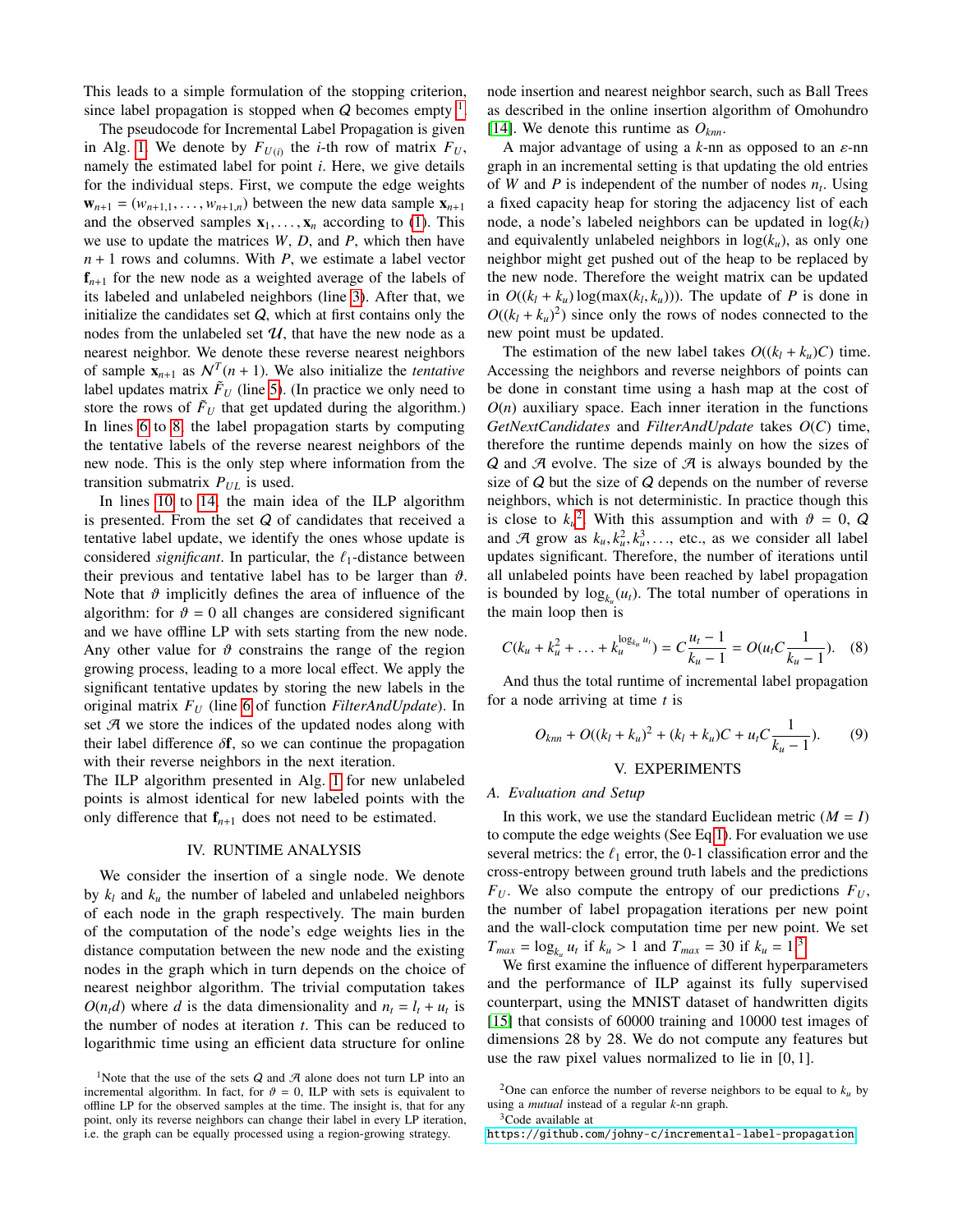This leads to a simple formulation of the stopping criterion, since label propagation is stopped when $Q$ becomes empty [1].

The pseudocode for Incremental Label Propagation is given in Alg. 1. We denote by $F_{U(i)}$ the $i$-th row of matrix $F_U$, namely the estimated label for point $i$. Here, we give details for the individual steps. First, we compute the edge weights $\mathbf{w}_{n+1} = (w_{n+1,1}, \ldots, w_{n+1,n})$ between the new data sample $\mathbf{x}_{n+1}$ and the observed samples $\mathbf{x}_1, \ldots, \mathbf{x}_n$ according to (1). This we use to update the matrices $W$, $D$, and $P$, which then have $n+1$ rows and columns. With $P$, we estimate a label vector $\mathbf{f}_{n+1}$ for the new node as a weighted average of the labels of its labeled and unlabeled neighbors (line 3). After that, we initialize the candidates set $Q$, which at first contains only the nodes from the unlabeled set $\mathcal{U}$, that have the new node as a nearest neighbor. We denote these reverse nearest neighbors of sample $\mathbf{x}_{n+1}$ as $\mathcal{N}^T(n+1)$. We also initialize the *tentative* label updates matrix $\tilde{F}_U$ (line 5). (In practice we only need to store the rows of $\tilde{F}_U$ that get updated during the algorithm.) In lines 6 to 8, the label propagation starts by computing the tentative labels of the reverse nearest neighbors of the new node. This is the only step where information from the transition submatrix $P_{UL}$ is used.

In lines 10 to 14, the main idea of the ILP algorithm is presented. From the set $Q$ of candidates that received a tentative label update, we identify the ones whose update is considered *significant*. In particular, the $\ell_1$-distance between their previous and tentative label has to be larger than $\vartheta$. Note that $\vartheta$ implicitly defines the area of influence of the algorithm: for $\vartheta = 0$ all changes are considered significant and we have offline LP with sets starting from the new node. Any other value for $\vartheta$ constrains the range of the region growing process, leading to a more local effect. We apply the significant tentative updates by storing the new labels in the original matrix $F_U$ (line 6 of function *FilterAndUpdate*). In set $\mathcal{A}$ we store the indices of the updated nodes along with their label difference $\delta\mathbf{f}$, so we can continue the propagation with their reverse neighbors in the next iteration.
The ILP algorithm presented in Alg. 1 for new unlabeled points is almost identical for new labeled points with the only difference that $\mathbf{f}_{n+1}$ does not need to be estimated.

## IV. Runtime Analysis

We consider the insertion of a single node. We denote by $k_l$ and $k_u$ the number of labeled and unlabeled neighbors of each node in the graph respectively. The main burden of the computation of the node's edge weights lies in the distance computation between the new node and the existing nodes in the graph which in turn depends on the choice of nearest neighbor algorithm. The trivial computation takes $O(n_t d)$ where $d$ is the data dimensionality and $n_t = l_t + u_t$ is the number of nodes at iteration $t$. This can be reduced to logarithmic time using an efficient data structure for online node insertion and nearest neighbor search, such as Ball Trees as described in the online insertion algorithm of Omohundro [14]. We denote this runtime as $O_{knn}$.

A major advantage of using a $k$-nn as opposed to an $\varepsilon$-nn graph in an incremental setting is that updating the old entries of $W$ and $P$ is independent of the number of nodes $n_t$. Using a fixed capacity heap for storing the adjacency list of each node, a node's labeled neighbors can be updated in $\log(k_l)$ and equivalently unlabeled neighbors in $\log(k_u)$, as only one neighbor might get pushed out of the heap to be replaced by the new node. Therefore the weight matrix can be updated in $O((k_l + k_u)\log(\max(k_l, k_u)))$. The update of $P$ is done in $O((k_l + k_u)^2)$ since only the rows of nodes connected to the new point must be updated.

The estimation of the new label takes $O((k_l + k_u)C)$ time. Accessing the neighbors and reverse neighbors of points can be done in constant time using a hash map at the cost of $O(n)$ auxiliary space. Each inner iteration in the functions *GetNextCandidates* and *FilterAndUpdate* takes $O(C)$ time, therefore the runtime depends mainly on how the sizes of $Q$ and $\mathcal{A}$ evolve. The size of $\mathcal{A}$ is always bounded by the size of $Q$ but the size of $Q$ depends on the number of reverse neighbors, which is not deterministic. In practice though this is close to $k_u$[2]. With this assumption and with $\vartheta = 0$, $Q$ and $\mathcal{A}$ grow as $k_u, k_u^2, k_u^3, \ldots$, etc., as we consider all label updates significant. Therefore, the number of iterations until all unlabeled points have been reached by label propagation is bounded by $\log_{k_u}(u_t)$. The total number of operations in the main loop then is

$$C(k_u + k_u^2 + \ldots + k_u^{\log_{k_u} u_t}) = C\frac{u_t - 1}{k_u - 1} = O(u_t C\frac{1}{k_u - 1}). \quad (8)$$

And thus the total runtime of incremental label propagation for a node arriving at time $t$ is

$$O_{knn} + O((k_l + k_u)^2 + (k_l + k_u)C + u_t C\frac{1}{k_u - 1}). \quad (9)$$

## V. Experiments

### A. Evaluation and Setup

In this work, we use the standard Euclidean metric ($M = I$) to compute the edge weights (See Eq 1). For evaluation we use several metrics: the $\ell_1$ error, the 0-1 classification error and the cross-entropy between ground truth labels and the predictions $F_U$. We also compute the entropy of our predictions $F_U$, the number of label propagation iterations per new point and the wall-clock computation time per new point. We set $T_{max} = \log_{k_u} u_t$ if $k_u > 1$ and $T_{max} = 30$ if $k_u = 1$[3].

We first examine the influence of different hyperparameters and the performance of ILP against its fully supervised counterpart, using the MNIST dataset of handwritten digits [15] that consists of 60000 training and 10000 test images of dimensions 28 by 28. We do not compute any features but use the raw pixel values normalized to lie in $[0, 1]$.

---

[1] Note that the use of the sets $Q$ and $\mathcal{A}$ alone does not turn LP into an incremental algorithm. In fact, for $\vartheta = 0$, ILP with sets is equivalent to offline LP for the observed samples at the time. The insight is, that for any point, only its reverse neighbors can change their label in every LP iteration, i.e. the graph can be equally processed using a region-growing strategy.

[2] One can enforce the number of reverse neighbors to be equal to $k_u$ by using a *mutual* instead of a regular $k$-nn graph.

[3] Code available at https://github.com/johny-c/incremental-label-propagation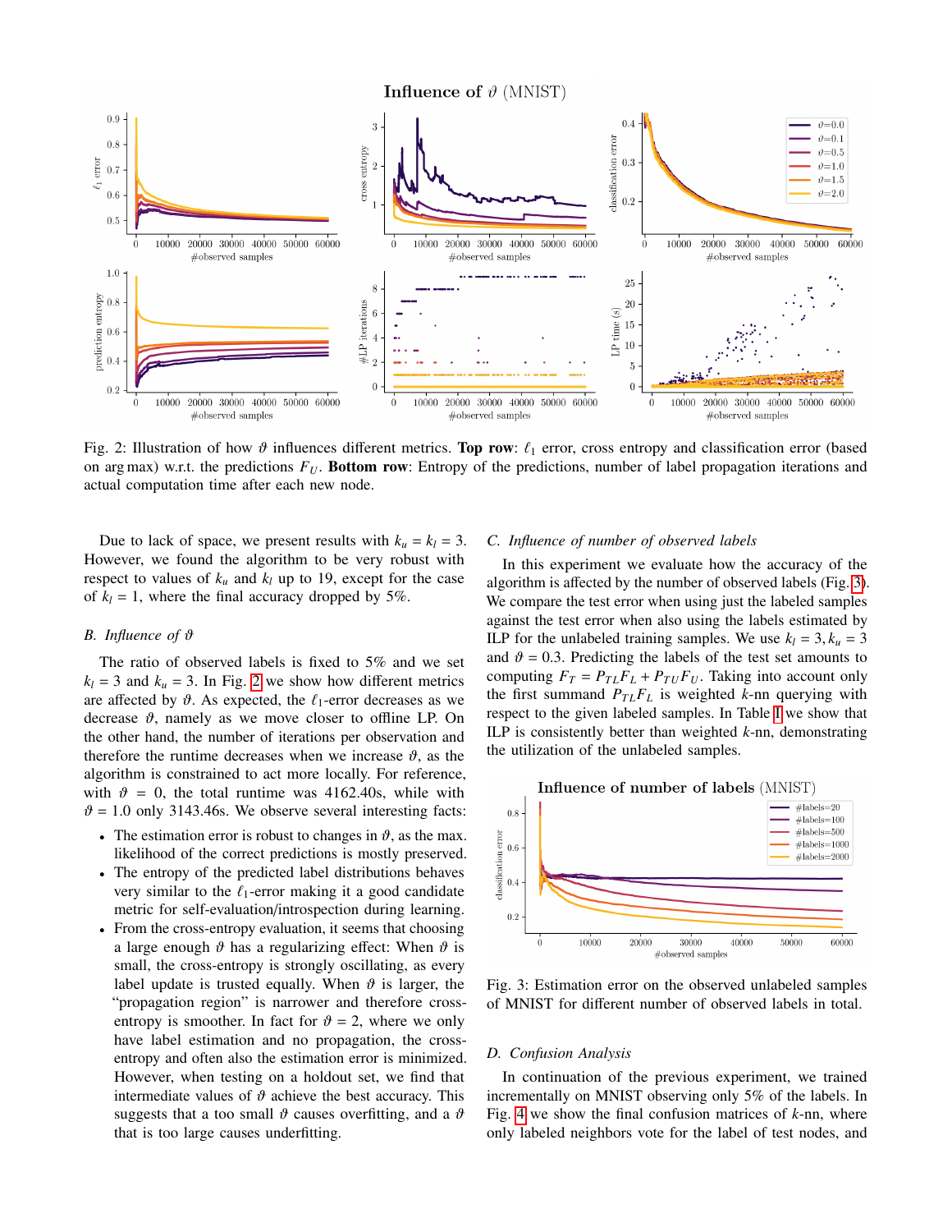Fig. 2: Illustration of how $\vartheta$ influences different metrics. **Top row**: $\ell_1$ error, cross entropy and classification error (based on arg max) w.r.t. the predictions $F_U$. **Bottom row**: Entropy of the predictions, number of label propagation iterations and actual computation time after each new node.

Due to lack of space, we present results with $k_u = k_l = 3$. However, we found the algorithm to be very robust with respect to values of $k_u$ and $k_l$ up to 19, except for the case of $k_l = 1$, where the final accuracy dropped by 5%.

### B. Influence of $\vartheta$

The ratio of observed labels is fixed to 5% and we set $k_l = 3$ and $k_u = 3$. In Fig. 2 we show how different metrics are affected by $\vartheta$. As expected, the $\ell_1$-error decreases as we decrease $\vartheta$, namely as we move closer to offline LP. On the other hand, the number of iterations per observation and therefore the runtime decreases when we increase $\vartheta$, as the algorithm is constrained to act more locally. For reference, with $\vartheta = 0$, the total runtime was 4162.40s, while with $\vartheta = 1.0$ only 3143.46s. We observe several interesting facts:

- The estimation error is robust to changes in $\vartheta$, as the max. likelihood of the correct predictions is mostly preserved.
- The entropy of the predicted label distributions behaves very similar to the $\ell_1$-error making it a good candidate metric for self-evaluation/introspection during learning.
- From the cross-entropy evaluation, it seems that choosing a large enough $\vartheta$ has a regularizing effect: When $\vartheta$ is small, the cross-entropy is strongly oscillating, as every label update is trusted equally. When $\vartheta$ is larger, the "propagation region" is narrower and therefore cross-entropy is smoother. In fact for $\vartheta = 2$, where we only have label estimation and no propagation, the cross-entropy and often also the estimation error is minimized. However, when testing on a holdout set, we find that intermediate values of $\vartheta$ achieve the best accuracy. This suggests that a too small $\vartheta$ causes overfitting, and a $\vartheta$ that is too large causes underfitting.

### C. Influence of number of observed labels

In this experiment we evaluate how the accuracy of the algorithm is affected by the number of observed labels (Fig. 3). We compare the test error when using just the labeled samples against the test error when also using the labels estimated by ILP for the unlabeled training samples. We use $k_l = 3, k_u = 3$ and $\vartheta = 0.3$. Predicting the labels of the test set amounts to computing $F_T = P_{TL}F_L + P_{TU}F_U$. Taking into account only the first summand $P_{TL}F_L$ is weighted $k$-nn querying with respect to the given labeled samples. In Table I we show that ILP is consistently better than weighted $k$-nn, demonstrating the utilization of the unlabeled samples.

Fig. 3: Estimation error on the observed unlabeled samples of MNIST for different number of observed labels in total.

### D. Confusion Analysis

In continuation of the previous experiment, we trained incrementally on MNIST observing only 5% of the labels. In Fig. 4 we show the final confusion matrices of $k$-nn, where only labeled neighbors vote for the label of test nodes, and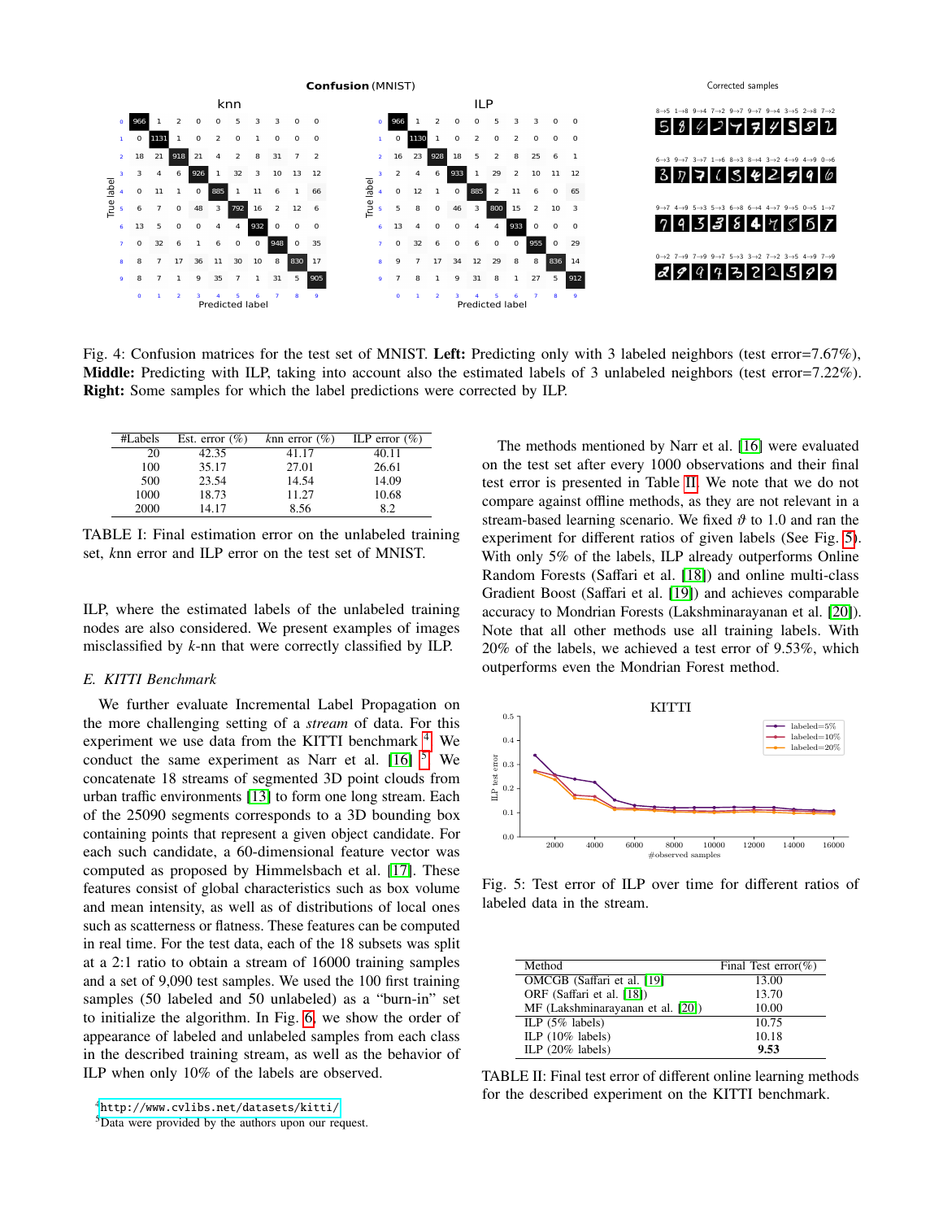Fig. 4: Confusion matrices for the test set of MNIST. **Left:** Predicting only with 3 labeled neighbors (test error=7.67%), **Middle:** Predicting with ILP, taking into account also the estimated labels of 3 unlabeled neighbors (test error=7.22%). **Right:** Some samples for which the label predictions were corrected by ILP.

| #Labels | Est. error (%) | *k*nn error (%) | ILP error (%) |
|---|---|---|---|
| 20 | 42.35 | 41.17 | 40.11 |
| 100 | 35.17 | 27.01 | 26.61 |
| 500 | 23.54 | 14.54 | 14.09 |
| 1000 | 18.73 | 11.27 | 10.68 |
| 2000 | 14.17 | 8.56 | 8.2 |

TABLE I: Final estimation error on the unlabeled training set, *k*nn error and ILP error on the test set of MNIST.

ILP, where the estimated labels of the unlabeled training nodes are also considered. We present examples of images misclassified by $k$-nn that were correctly classified by ILP.

### *E. KITTI Benchmark*

We further evaluate Incremental Label Propagation on the more challenging setting of a *stream* of data. For this experiment we use data from the KITTI benchmark [4]. We conduct the same experiment as Narr et al. [16] [5]. We concatenate 18 streams of segmented 3D point clouds from urban traffic environments [13] to form one long stream. Each of the 25090 segments corresponds to a 3D bounding box containing points that represent a given object candidate. For each such candidate, a 60-dimensional feature vector was computed as proposed by Himmelsbach et al. [17]. These features consist of global characteristics such as box volume and mean intensity, as well as of distributions of local ones such as scatterness or flatness. These features can be computed in real time. For the test data, each of the 18 subsets was split at a 2:1 ratio to obtain a stream of 16000 training samples and a set of 9,090 test samples. We used the 100 first training samples (50 labeled and 50 unlabeled) as a "burn-in" set to initialize the algorithm. In Fig. 6, we show the order of appearance of labeled and unlabeled samples from each class in the described training stream, as well as the behavior of ILP when only 10% of the labels are observed.

[4] http://www.cvlibs.net/datasets/kitti/

[5] Data were provided by the authors upon our request.

The methods mentioned by Narr et al. [16] were evaluated on the test set after every 1000 observations and their final test error is presented in Table II. We note that we do not compare against offline methods, as they are not relevant in a stream-based learning scenario. We fixed $\vartheta$ to 1.0 and ran the experiment for different ratios of given labels (See Fig. 5). With only 5% of the labels, ILP already outperforms Online Random Forests (Saffari et al. [18]) and online multi-class Gradient Boost (Saffari et al. [19]) and achieves comparable accuracy to Mondrian Forests (Lakshminarayanan et al. [20]). Note that all other methods use all training labels. With 20% of the labels, we achieved a test error of 9.53%, which outperforms even the Mondrian Forest method.

Fig. 5: Test error of ILP over time for different ratios of labeled data in the stream.

| Method | Final Test error(%) |
|---|---|
| OMCGB (Saffari et al. [19]) | 13.00 |
| ORF (Saffari et al. [18]) | 13.70 |
| MF (Lakshminarayanan et al. [20]) | 10.00 |
| ILP (5% labels) | 10.75 |
| ILP (10% labels) | 10.18 |
| ILP (20% labels) | **9.53** |

TABLE II: Final test error of different online learning methods for the described experiment on the KITTI benchmark.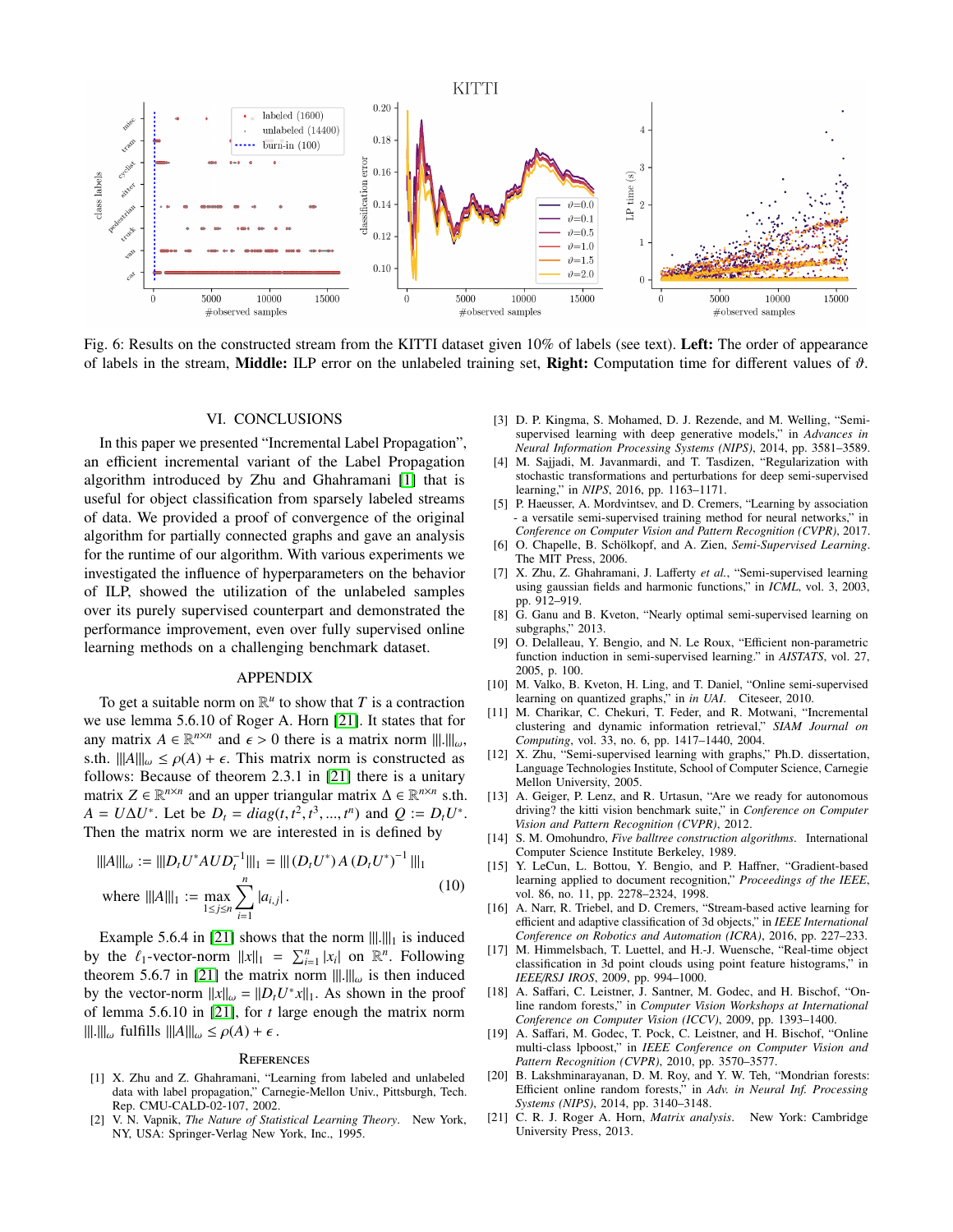KITTI

class labels: misc, tram, cyclist, sitter, pedestrian, truck, van, car

labeled (1600)
unlabeled (14400)
burn-in (100)

0 5000 10000 15000
#observed samples

classification error
0.20 0.18 0.16 0.14 0.12 0.10

$\vartheta$=0.0
$\vartheta$=0.1
$\vartheta$=0.5
$\vartheta$=1.0
$\vartheta$=1.5
$\vartheta$=2.0

0 5000 10000 15000
#observed samples

LP time (s)
4 3 2 1 0

0 5000 10000 15000
#observed samples

Fig. 6: Results on the constructed stream from the KITTI dataset given 10% of labels (see text). **Left:** The order of appearance of labels in the stream, **Middle:** ILP error on the unlabeled training set, **Right:** Computation time for different values of $\vartheta$.

## VI. Conclusions

In this paper we presented "Incremental Label Propagation", an efficient incremental variant of the Label Propagation algorithm introduced by Zhu and Ghahramani [1] that is useful for object classification from sparsely labeled streams of data. We provided a proof of convergence of the original algorithm for partially connected graphs and gave an analysis for the runtime of our algorithm. With various experiments we investigated the influence of hyperparameters on the behavior of ILP, showed the utilization of the unlabeled samples over its purely supervised counterpart and demonstrated the performance improvement, even over fully supervised online learning methods on a challenging benchmark dataset.

## Appendix

To get a suitable norm on $\mathbb{R}^u$ to show that $T$ is a contraction we use lemma 5.6.10 of Roger A. Horn [21]. It states that for any matrix $A \in \mathbb{R}^{n \times n}$ and $\epsilon > 0$ there is a matrix norm $|||.|||_\omega$, s.th. $|||A|||_\omega \leq \rho(A) + \epsilon$. This matrix norm is constructed as follows: Because of theorem 2.3.1 in [21] there is a unitary matrix $Z \in \mathbb{R}^{n \times n}$ and an upper triangular matrix $\Delta \in \mathbb{R}^{n \times n}$ s.th. $A = U \Delta U^*$. Let be $D_t = diag(t, t^2, t^3, ..., t^n)$ and $Q := D_t U^*$. Then the matrix norm we are interested in is defined by

$$|||A|||_\omega := |||D_t U^* A U D_t^{-1}|||_1 = |||(D_t U^*) A (D_t U^*)^{-1}|||_1$$
$$\text{where } |||A|||_1 := \max_{1 \leq j \leq n} \sum_{i=1}^{n} |a_{i,j}| . \tag{10}$$

Example 5.6.4 in [21] shows that the norm $|||.|||_1$ is induced by the $\ell_1$-vector-norm $\|x\|_1 = \sum_{i=1}^n |x_i|$ on $\mathbb{R}^n$. Following theorem 5.6.7 in [21] the matrix norm $|||.|||_\omega$ is then induced by the vector-norm $\|x\|_\omega = \|D_t U^* x\|_1$. As shown in the proof of lemma 5.6.10 in [21], for $t$ large enough the matrix norm $|||.|||_\omega$ fulfills $|||A|||_\omega \leq \rho(A) + \epsilon$ .

## References

[1] X. Zhu and Z. Ghahramani, "Learning from labeled and unlabeled data with label propagation," Carnegie-Mellon Univ., Pittsburgh, Tech. Rep. CMU-CALD-02-107, 2002.

[2] V. N. Vapnik, *The Nature of Statistical Learning Theory*. New York, NY, USA: Springer-Verlag New York, Inc., 1995.

[3] D. P. Kingma, S. Mohamed, D. J. Rezende, and M. Welling, "Semi-supervised learning with deep generative models," in *Advances in Neural Information Processing Systems (NIPS)*, 2014, pp. 3581–3589.

[4] M. Sajjadi, M. Javanmardi, and T. Tasdizen, "Regularization with stochastic transformations and perturbations for deep semi-supervised learning," in *NIPS*, 2016, pp. 1163–1171.

[5] P. Haeusser, A. Mordvintsev, and D. Cremers, "Learning by association - a versatile semi-supervised training method for neural networks," in *Conference on Computer Vision and Pattern Recognition (CVPR)*, 2017.

[6] O. Chapelle, B. Schölkopf, and A. Zien, *Semi-Supervised Learning*. The MIT Press, 2006.

[7] X. Zhu, Z. Ghahramani, J. Lafferty *et al.*, "Semi-supervised learning using gaussian fields and harmonic functions," in *ICML*, vol. 3, 2003, pp. 912–919.

[8] G. Ganu and B. Kveton, "Nearly optimal semi-supervised learning on subgraphs," 2013.

[9] O. Delalleau, Y. Bengio, and N. Le Roux, "Efficient non-parametric function induction in semi-supervised learning." in *AISTATS*, vol. 27, 2005, p. 100.

[10] M. Valko, B. Kveton, H. Ling, and T. Daniel, "Online semi-supervised learning on quantized graphs," in *in UAI*. Citeseer, 2010.

[11] M. Charikar, C. Chekuri, T. Feder, and R. Motwani, "Incremental clustering and dynamic information retrieval," *SIAM Journal on Computing*, vol. 33, no. 6, pp. 1417–1440, 2004.

[12] X. Zhu, "Semi-supervised learning with graphs," Ph.D. dissertation, Language Technologies Institute, School of Computer Science, Carnegie Mellon University, 2005.

[13] A. Geiger, P. Lenz, and R. Urtasun, "Are we ready for autonomous driving? the kitti vision benchmark suite," in *Conference on Computer Vision and Pattern Recognition (CVPR)*, 2012.

[14] S. M. Omohundro, *Five balltree construction algorithms*. International Computer Science Institute Berkeley, 1989.

[15] Y. LeCun, L. Bottou, Y. Bengio, and P. Haffner, "Gradient-based learning applied to document recognition," *Proceedings of the IEEE*, vol. 86, no. 11, pp. 2278–2324, 1998.

[16] A. Narr, R. Triebel, and D. Cremers, "Stream-based active learning for efficient and adaptive classification of 3d objects," in *IEEE International Conference on Robotics and Automation (ICRA)*, 2016, pp. 227–233.

[17] M. Himmelsbach, T. Luettel, and H.-J. Wuensche, "Real-time object classification in 3d point clouds using point feature histograms," in *IEEE/RSJ IROS*, 2009, pp. 994–1000.

[18] A. Saffari, C. Leistner, J. Santner, M. Godec, and H. Bischof, "On-line random forests," in *Computer Vision Workshops at International Conference on Computer Vision (ICCV)*, 2009, pp. 1393–1400.

[19] A. Saffari, M. Godec, T. Pock, C. Leistner, and H. Bischof, "Online multi-class lpboost," in *IEEE Conference on Computer Vision and Pattern Recognition (CVPR)*, 2010, pp. 3570–3577.

[20] B. Lakshminarayanan, D. M. Roy, and Y. W. Teh, "Mondrian forests: Efficient online random forests," in *Adv. in Neural Inf. Processing Systems (NIPS)*, 2014, pp. 3140–3148.

[21] C. R. J. Roger A. Horn, *Matrix analysis*. New York: Cambridge University Press, 2013.